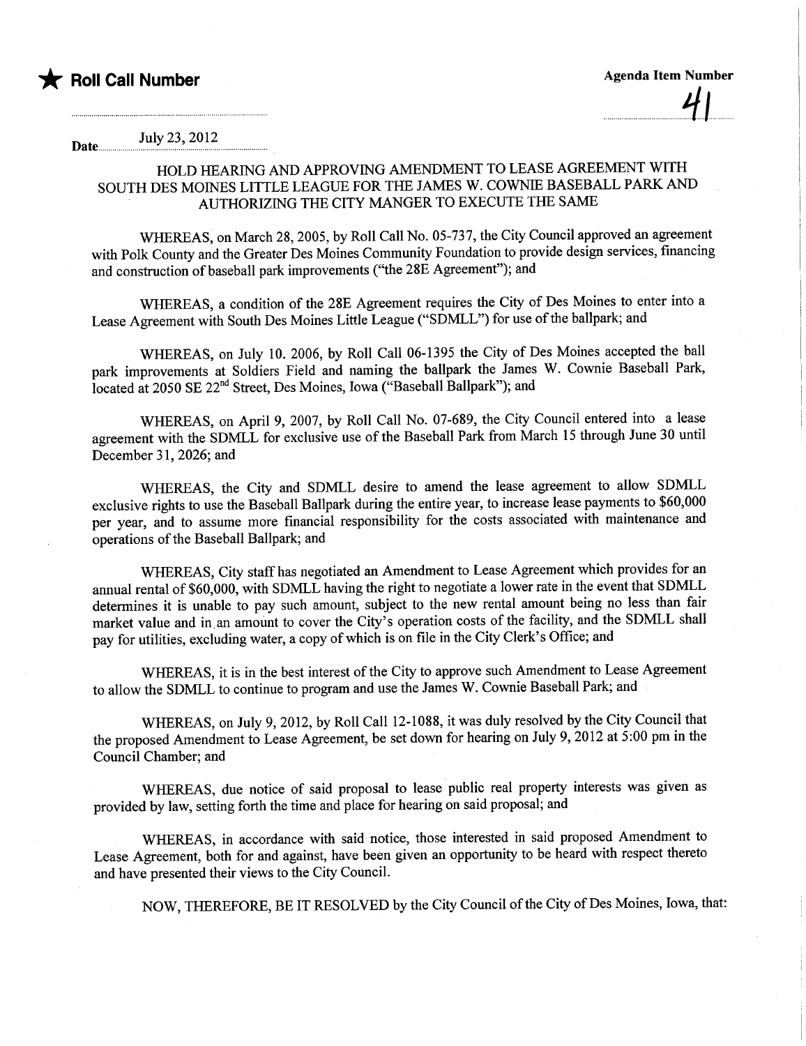★ **Roll Call Number**

**Agenda Item Number** 41

**Date** July 23, 2012

## HOLD HEARING AND APPROVING AMENDMENT TO LEASE AGREEMENT WITH SOUTH DES MOINES LITTLE LEAGUE FOR THE JAMES W. COWNIE BASEBALL PARK AND AUTHORIZING THE CITY MANGER TO EXECUTE THE SAME

WHEREAS, on March 28, 2005, by Roll Call No. 05-737, the City Council approved an agreement with Polk County and the Greater Des Moines Community Foundation to provide design services, financing and construction of baseball park improvements ("the 28E Agreement"); and

WHEREAS, a condition of the 28E Agreement requires the City of Des Moines to enter into a Lease Agreement with South Des Moines Little League ("SDMLL") for use of the ballpark; and

WHEREAS, on July 10. 2006, by Roll Call 06-1395 the City of Des Moines accepted the ball park improvements at Soldiers Field and naming the ballpark the James W. Cownie Baseball Park, located at 2050 SE 22nd Street, Des Moines, Iowa ("Baseball Ballpark"); and

WHEREAS, on April 9, 2007, by Roll Call No. 07-689, the City Council entered into a lease agreement with the SDMLL for exclusive use of the Baseball Park from March 15 through June 30 until December 31, 2026; and

WHEREAS, the City and SDMLL desire to amend the lease agreement to allow SDMLL exclusive rights to use the Baseball Ballpark during the entire year, to increase lease payments to $60,000 per year, and to assume more financial responsibility for the costs associated with maintenance and operations of the Baseball Ballpark; and

WHEREAS, City staff has negotiated an Amendment to Lease Agreement which provides for an annual rental of $60,000, with SDMLL having the right to negotiate a lower rate in the event that SDMLL determines it is unable to pay such amount, subject to the new rental amount being no less than fair market value and in an amount to cover the City's operation costs of the facility, and the SDMLL shall pay for utilities, excluding water, a copy of which is on file in the City Clerk's Office; and

WHEREAS, it is in the best interest of the City to approve such Amendment to Lease Agreement to allow the SDMLL to continue to program and use the James W. Cownie Baseball Park; and

WHEREAS, on July 9, 2012, by Roll Call 12-1088, it was duly resolved by the City Council that the proposed Amendment to Lease Agreement, be set down for hearing on July 9, 2012 at 5:00 pm in the Council Chamber; and

WHEREAS, due notice of said proposal to lease public real property interests was given as provided by law, setting forth the time and place for hearing on said proposal; and

WHEREAS, in accordance with said notice, those interested in said proposed Amendment to Lease Agreement, both for and against, have been given an opportunity to be heard with respect thereto and have presented their views to the City Council.

NOW, THEREFORE, BE IT RESOLVED by the City Council of the City of Des Moines, Iowa, that: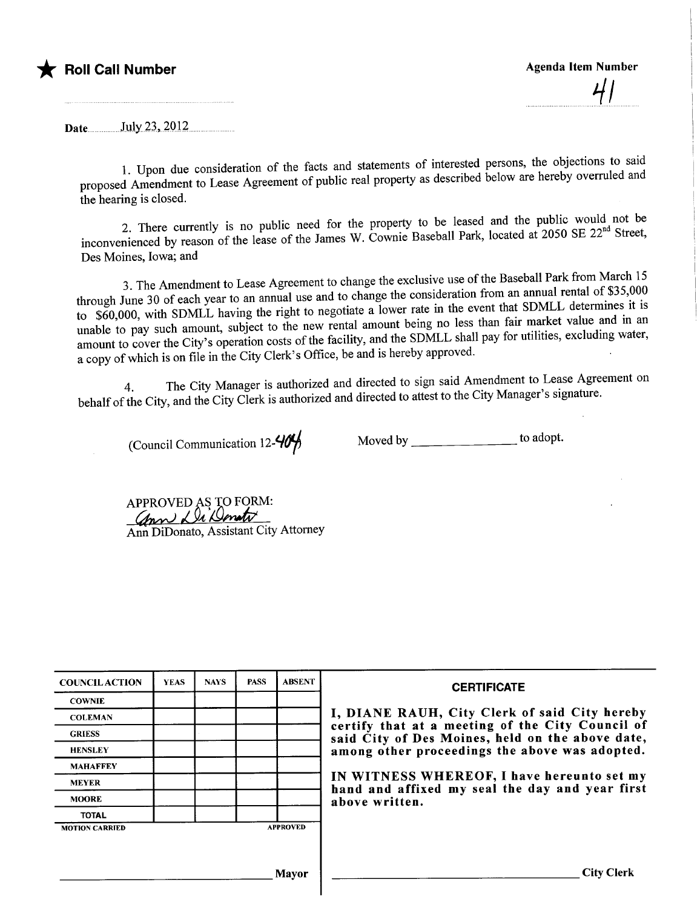★ **Roll Call Number**

**Agenda Item Number**

41

Date July 23, 2012

1. Upon due consideration of the facts and statements of interested persons, the objections to said proposed Amendment to Lease Agreement of public real property as described below are hereby overruled and the hearing is closed.

2. There currently is no public need for the property to be leased and the public would not be inconvenienced by reason of the lease of the James W. Cownie Baseball Park, located at 2050 SE 22nd Street, Des Moines, Iowa; and

3. The Amendment to Lease Agreement to change the exclusive use of the Baseball Park from March 15 through June 30 of each year to an annual use and to change the consideration from an annual rental of $35,000 to $60,000, with SDMLL having the right to negotiate a lower rate in the event that SDMLL determines it is unable to pay such amount, subject to the new rental amount being no less than fair market value and in an amount to cover the City's operation costs of the facility, and the SDMLL shall pay for utilities, excluding water, a copy of which is on file in the City Clerk's Office, be and is hereby approved.

4. The City Manager is authorized and directed to sign said Amendment to Lease Agreement on behalf of the City, and the City Clerk is authorized and directed to attest to the City Manager's signature.

(Council Communication 12-404) Moved by _______________ to adopt.

APPROVED AS TO FORM:
Ann DiDonato
Ann DiDonato, Assistant City Attorney

| COUNCIL ACTION | YEAS | NAYS | PASS | ABSENT |
|---|---|---|---|---|
| COWNIE | | | | |
| COLEMAN | | | | |
| GRIESS | | | | |
| HENSLEY | | | | |
| MAHAFFEY | | | | |
| MEYER | | | | |
| MOORE | | | | |
| TOTAL | | | | |

MOTION CARRIED APPROVED

_______________________________ Mayor

**CERTIFICATE**

**I, DIANE RAUH, City Clerk of said City hereby certify that at a meeting of the City Council of said City of Des Moines, held on the above date, among other proceedings the above was adopted.**

**IN WITNESS WHEREOF, I have hereunto set my hand and affixed my seal the day and year first above written.**

_______________________________ City Clerk